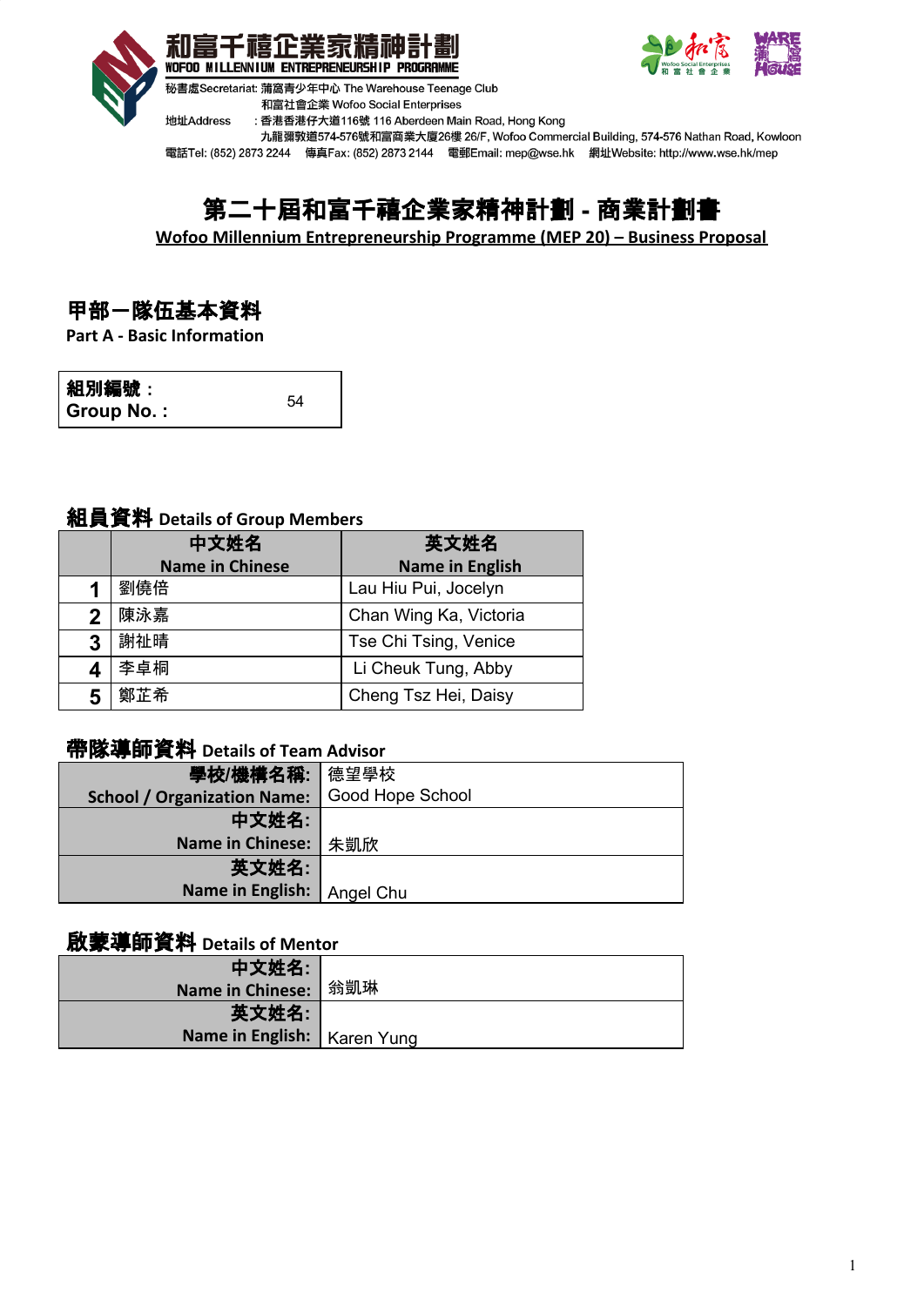**和富千禧企業家精神計劃**
**WOFOO MILLENNIUM ENTREPRENEURSHIP PROGRAMME**

秘書處Secretariat: 蒲窩青少年中心 The Warehouse Teenage Club
和富社會企業 Wofoo Social Enterprises
地址Address : 香港香港仔大道116號 116 Aberdeen Main Road, Hong Kong
九龍彌敦道574-576號和富商業大廈26樓 26/F, Wofoo Commercial Building, 574-576 Nathan Road, Kowloon
電話Tel: (852) 2873 2244 傳真Fax: (852) 2873 2144 電郵Email: mep@wse.hk 網址Website: http://www.wse.hk/mep

# 第二十屆和富千禧企業家精神計劃 - 商業計劃書

**Wofoo Millennium Entrepreneurship Programme (MEP 20) – Business Proposal**

## 甲部－隊伍基本資料
## Part A - Basic Information

| 組別編號：Group No.: | 54 |
|---|---|

### 組員資料 Details of Group Members

| | 中文姓名 Name in Chinese | 英文姓名 Name in English |
|---|---|---|
| 1 | 劉僥倍 | Lau Hiu Pui, Jocelyn |
| 2 | 陳泳嘉 | Chan Wing Ka, Victoria |
| 3 | 謝祉晴 | Tse Chi Tsing, Venice |
| 4 | 李卓桐 | Li Cheuk Tung, Abby |
| 5 | 鄭芷希 | Cheng Tsz Hei, Daisy |

### 帶隊導師資料 Details of Team Advisor

| | |
|---|---|
| 學校/機構名稱: School / Organization Name: | 德望學校 Good Hope School |
| 中文姓名: Name in Chinese: | 朱凱欣 |
| 英文姓名: Name in English: | Angel Chu |

### 啟蒙導師資料 Details of Mentor

| | |
|---|---|
| 中文姓名: Name in Chinese: | 翁凱琳 |
| 英文姓名: Name in English: | Karen Yung |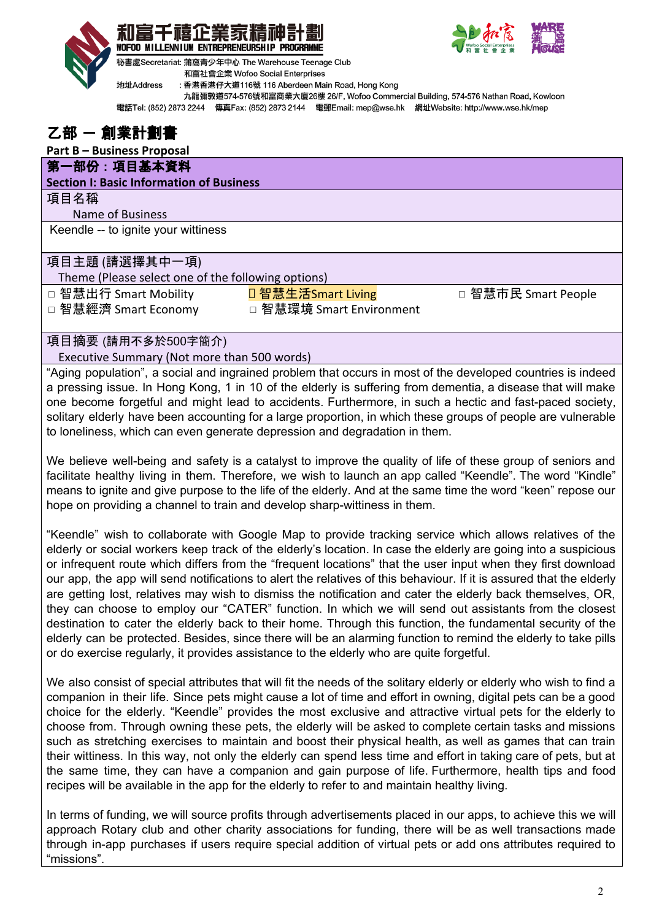和富千禧企業家精神計劃
WOFOO MILLENNIUM ENTREPRENEURSHIP PROGRAMME

秘書處Secretariat: 蒲窩青少年中心 The Warehouse Teenage Club
和富社會企業 Wofoo Social Enterprises
地址Address : 香港香港仔大道116號 116 Aberdeen Main Road, Hong Kong
九龍彌敦道574-576號和富商業大廈26樓 26/F, Wofoo Commercial Building, 574-576 Nathan Road, Kowloon
電話Tel: (852) 2873 2244 傳真Fax: (852) 2873 2144 電郵Email: mep@wse.hk 網址Website: http://www.wse.hk/mep

# 乙部 — 創業計劃書
**Part B – Business Proposal**

## 第一部份：項目基本資料
**Section I: Basic Information of Business**

項目名稱
Name of Business

Keendle -- to ignite your wittiness

項目主題 (請選擇其中一項)
Theme (Please select one of the following options)

| | | |
|---|---|---|
| □ 智慧出行 Smart Mobility | ■ 智慧生活Smart Living | □ 智慧市民 Smart People |
| □ 智慧經濟 Smart Economy | □ 智慧環境 Smart Environment | |

項目摘要 (請用不多於500字簡介)
Executive Summary (Not more than 500 words)

"Aging population", a social and ingrained problem that occurs in most of the developed countries is indeed a pressing issue. In Hong Kong, 1 in 10 of the elderly is suffering from dementia, a disease that will make one become forgetful and might lead to accidents. Furthermore, in such a hectic and fast-paced society, solitary elderly have been accounting for a large proportion, in which these groups of people are vulnerable to loneliness, which can even generate depression and degradation in them.

We believe well-being and safety is a catalyst to improve the quality of life of these group of seniors and facilitate healthy living in them. Therefore, we wish to launch an app called "Keendle". The word "Kindle" means to ignite and give purpose to the life of the elderly. And at the same time the word "keen" repose our hope on providing a channel to train and develop sharp-wittiness in them.

"Keendle" wish to collaborate with Google Map to provide tracking service which allows relatives of the elderly or social workers keep track of the elderly's location. In case the elderly are going into a suspicious or infrequent route which differs from the "frequent locations" that the user input when they first download our app, the app will send notifications to alert the relatives of this behaviour. If it is assured that the elderly are getting lost, relatives may wish to dismiss the notification and cater the elderly back themselves, OR, they can choose to employ our "CATER" function. In which we will send out assistants from the closest destination to cater the elderly back to their home. Through this function, the fundamental security of the elderly can be protected. Besides, since there will be an alarming function to remind the elderly to take pills or do exercise regularly, it provides assistance to the elderly who are quite forgetful.

We also consist of special attributes that will fit the needs of the solitary elderly or elderly who wish to find a companion in their life. Since pets might cause a lot of time and effort in owning, digital pets can be a good choice for the elderly. "Keendle" provides the most exclusive and attractive virtual pets for the elderly to choose from. Through owning these pets, the elderly will be asked to complete certain tasks and missions such as stretching exercises to maintain and boost their physical health, as well as games that can train their wittiness. In this way, not only the elderly can spend less time and effort in taking care of pets, but at the same time, they can have a companion and gain purpose of life. Furthermore, health tips and food recipes will be available in the app for the elderly to refer to and maintain healthy living.

In terms of funding, we will source profits through advertisements placed in our apps, to achieve this we will approach Rotary club and other charity associations for funding, there will be as well transactions made through in-app purchases if users require special addition of virtual pets or add ons attributes required to "missions".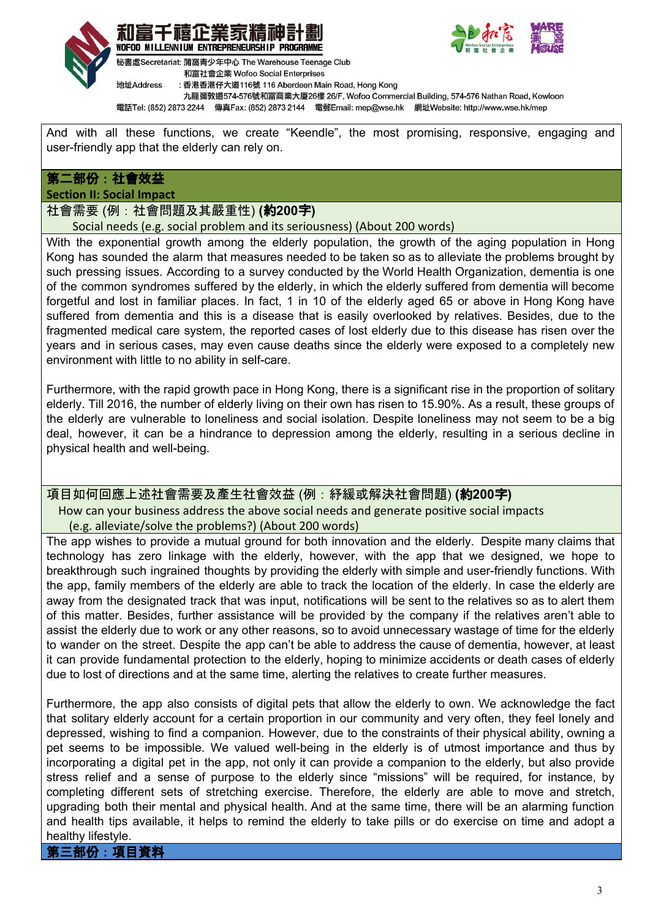And with all these functions, we create "Keendle", the most promising, responsive, engaging and user-friendly app that the elderly can rely on.

## 第二部份：社會效益
## Section II: Social Impact

### 社會需要 (例：社會問題及其嚴重性) (約200字)
### Social needs (e.g. social problem and its seriousness) (About 200 words)

With the exponential growth among the elderly population, the growth of the aging population in Hong Kong has sounded the alarm that measures needed to be taken so as to alleviate the problems brought by such pressing issues. According to a survey conducted by the World Health Organization, dementia is one of the common syndromes suffered by the elderly, in which the elderly suffered from dementia will become forgetful and lost in familiar places. In fact, 1 in 10 of the elderly aged 65 or above in Hong Kong have suffered from dementia and this is a disease that is easily overlooked by relatives. Besides, due to the fragmented medical care system, the reported cases of lost elderly due to this disease has risen over the years and in serious cases, may even cause deaths since the elderly were exposed to a completely new environment with little to no ability in self-care.

Furthermore, with the rapid growth pace in Hong Kong, there is a significant rise in the proportion of solitary elderly. Till 2016, the number of elderly living on their own has risen to 15.90%. As a result, these groups of the elderly are vulnerable to loneliness and social isolation. Despite loneliness may not seem to be a big deal, however, it can be a hindrance to depression among the elderly, resulting in a serious decline in physical health and well-being.

### 項目如何回應上述社會需要及產生社會效益 (例：紓緩或解決社會問題) (約200字)
### How can your business address the above social needs and generate positive social impacts (e.g. alleviate/solve the problems?) (About 200 words)

The app wishes to provide a mutual ground for both innovation and the elderly. Despite many claims that technology has zero linkage with the elderly, however, with the app that we designed, we hope to breakthrough such ingrained thoughts by providing the elderly with simple and user-friendly functions. With the app, family members of the elderly are able to track the location of the elderly. In case the elderly are away from the designated track that was input, notifications will be sent to the relatives so as to alert them of this matter. Besides, further assistance will be provided by the company if the relatives aren't able to assist the elderly due to work or any other reasons, so to avoid unnecessary wastage of time for the elderly to wander on the street. Despite the app can't be able to address the cause of dementia, however, at least it can provide fundamental protection to the elderly, hoping to minimize accidents or death cases of elderly due to lost of directions and at the same time, alerting the relatives to create further measures.

Furthermore, the app also consists of digital pets that allow the elderly to own. We acknowledge the fact that solitary elderly account for a certain proportion in our community and very often, they feel lonely and depressed, wishing to find a companion. However, due to the constraints of their physical ability, owning a pet seems to be impossible. We valued well-being in the elderly is of utmost importance and thus by incorporating a digital pet in the app, not only it can provide a companion to the elderly, but also provide stress relief and a sense of purpose to the elderly since "missions" will be required, for instance, by completing different sets of stretching exercise. Therefore, the elderly are able to move and stretch, upgrading both their mental and physical health. And at the same time, there will be an alarming function and health tips available, it helps to remind the elderly to take pills or do exercise on time and adopt a healthy lifestyle.

## 第三部份：項目資料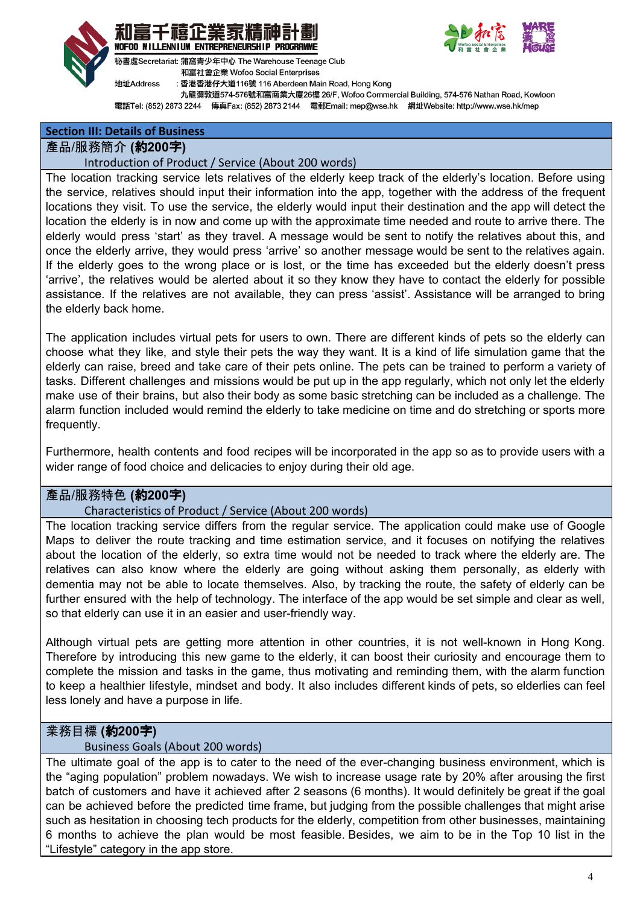## Section III: Details of Business

### 產品/服務簡介 (約200字)

Introduction of Product / Service (About 200 words)

The location tracking service lets relatives of the elderly keep track of the elderly's location. Before using the service, relatives should input their information into the app, together with the address of the frequent locations they visit. To use the service, the elderly would input their destination and the app will detect the location the elderly is in now and come up with the approximate time needed and route to arrive there. The elderly would press 'start' as they travel. A message would be sent to notify the relatives about this, and once the elderly arrive, they would press 'arrive' so another message would be sent to the relatives again. If the elderly goes to the wrong place or is lost, or the time has exceeded but the elderly doesn't press 'arrive', the relatives would be alerted about it so they know they have to contact the elderly for possible assistance. If the relatives are not available, they can press 'assist'. Assistance will be arranged to bring the elderly back home.

The application includes virtual pets for users to own. There are different kinds of pets so the elderly can choose what they like, and style their pets the way they want. It is a kind of life simulation game that the elderly can raise, breed and take care of their pets online. The pets can be trained to perform a variety of tasks. Different challenges and missions would be put up in the app regularly, which not only let the elderly make use of their brains, but also their body as some basic stretching can be included as a challenge. The alarm function included would remind the elderly to take medicine on time and do stretching or sports more frequently.

Furthermore, health contents and food recipes will be incorporated in the app so as to provide users with a wider range of food choice and delicacies to enjoy during their old age.

### 產品/服務特色 (約200字)

Characteristics of Product / Service (About 200 words)

The location tracking service differs from the regular service. The application could make use of Google Maps to deliver the route tracking and time estimation service, and it focuses on notifying the relatives about the location of the elderly, so extra time would not be needed to track where the elderly are. The relatives can also know where the elderly are going without asking them personally, as elderly with dementia may not be able to locate themselves. Also, by tracking the route, the safety of elderly can be further ensured with the help of technology. The interface of the app would be set simple and clear as well, so that elderly can use it in an easier and user-friendly way.

Although virtual pets are getting more attention in other countries, it is not well-known in Hong Kong. Therefore by introducing this new game to the elderly, it can boost their curiosity and encourage them to complete the mission and tasks in the game, thus motivating and reminding them, with the alarm function to keep a healthier lifestyle, mindset and body. It also includes different kinds of pets, so elderlies can feel less lonely and have a purpose in life.

### 業務目標 (約200字)

Business Goals (About 200 words)

The ultimate goal of the app is to cater to the need of the ever-changing business environment, which is the "aging population" problem nowadays. We wish to increase usage rate by 20% after arousing the first batch of customers and have it achieved after 2 seasons (6 months). It would definitely be great if the goal can be achieved before the predicted time frame, but judging from the possible challenges that might arise such as hesitation in choosing tech products for the elderly, competition from other businesses, maintaining 6 months to achieve the plan would be most feasible. Besides, we aim to be in the Top 10 list in the "Lifestyle" category in the app store.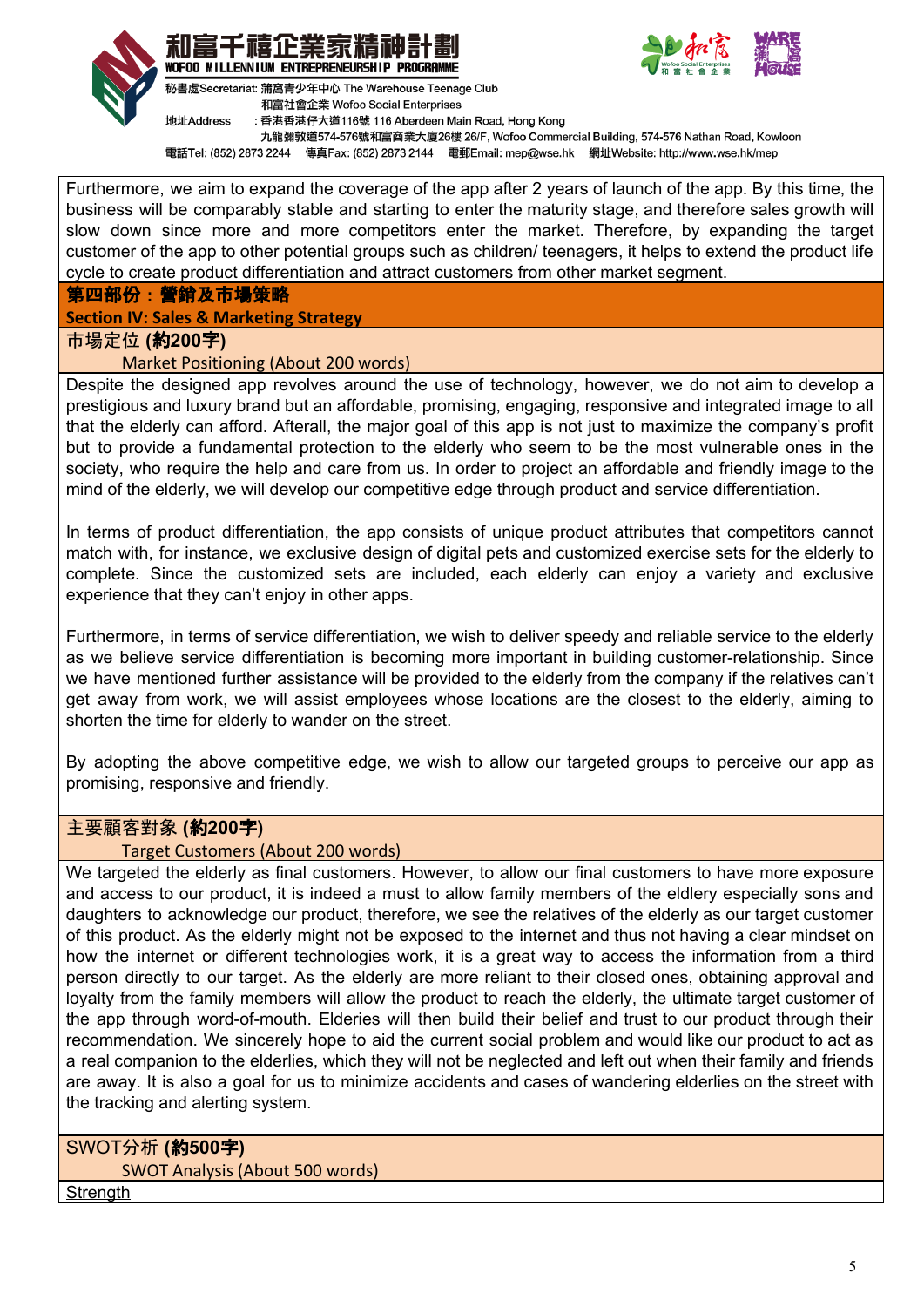Furthermore, we aim to expand the coverage of the app after 2 years of launch of the app. By this time, the business will be comparably stable and starting to enter the maturity stage, and therefore sales growth will slow down since more and more competitors enter the market. Therefore, by expanding the target customer of the app to other potential groups such as children/ teenagers, it helps to extend the product life cycle to create product differentiation and attract customers from other market segment.

## 第四部份：營銷及市場策略
## Section IV: Sales & Marketing Strategy

### 市場定位 (約200字)
### Market Positioning (About 200 words)

Despite the designed app revolves around the use of technology, however, we do not aim to develop a prestigious and luxury brand but an affordable, promising, engaging, responsive and integrated image to all that the elderly can afford. Afterall, the major goal of this app is not just to maximize the company's profit but to provide a fundamental protection to the elderly who seem to be the most vulnerable ones in the society, who require the help and care from us. In order to project an affordable and friendly image to the mind of the elderly, we will develop our competitive edge through product and service differentiation.

In terms of product differentiation, the app consists of unique product attributes that competitors cannot match with, for instance, we exclusive design of digital pets and customized exercise sets for the elderly to complete. Since the customized sets are included, each elderly can enjoy a variety and exclusive experience that they can't enjoy in other apps.

Furthermore, in terms of service differentiation, we wish to deliver speedy and reliable service to the elderly as we believe service differentiation is becoming more important in building customer-relationship. Since we have mentioned further assistance will be provided to the elderly from the company if the relatives can't get away from work, we will assist employees whose locations are the closest to the elderly, aiming to shorten the time for elderly to wander on the street.

By adopting the above competitive edge, we wish to allow our targeted groups to perceive our app as promising, responsive and friendly.

### 主要顧客對象 (約200字)
### Target Customers (About 200 words)

We targeted the elderly as final customers. However, to allow our final customers to have more exposure and access to our product, it is indeed a must to allow family members of the eldlery especially sons and daughters to acknowledge our product, therefore, we see the relatives of the elderly as our target customer of this product. As the elderly might not be exposed to the internet and thus not having a clear mindset on how the internet or different technologies work, it is a great way to access the information from a third person directly to our target. As the elderly are more reliant to their closed ones, obtaining approval and loyalty from the family members will allow the product to reach the elderly, the ultimate target customer of the app through word-of-mouth. Elderies will then build their belief and trust to our product through their recommendation. We sincerely hope to aid the current social problem and would like our product to act as a real companion to the elderlies, which they will not be neglected and left out when their family and friends are away. It is also a goal for us to minimize accidents and cases of wandering elderlies on the street with the tracking and alerting system.

### SWOT分析 (約500字)
### SWOT Analysis (About 500 words)

<u>Strength</u>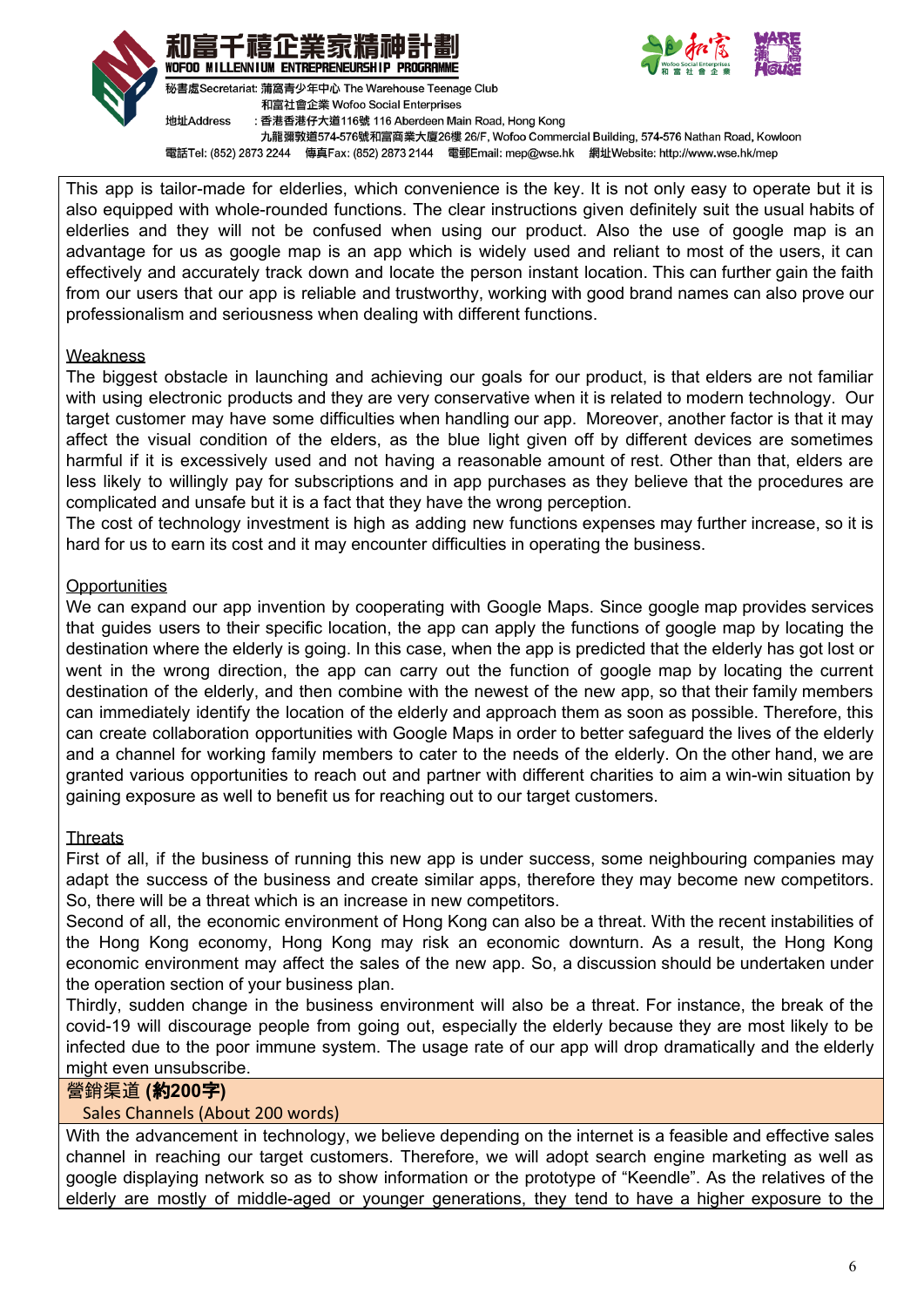This app is tailor-made for elderlies, which convenience is the key. It is not only easy to operate but it is also equipped with whole-rounded functions. The clear instructions given definitely suit the usual habits of elderlies and they will not be confused when using our product. Also the use of google map is an advantage for us as google map is an app which is widely used and reliant to most of the users, it can effectively and accurately track down and locate the person instant location. This can further gain the faith from our users that our app is reliable and trustworthy, working with good brand names can also prove our professionalism and seriousness when dealing with different functions.

Weakness

The biggest obstacle in launching and achieving our goals for our product, is that elders are not familiar with using electronic products and they are very conservative when it is related to modern technology. Our target customer may have some difficulties when handling our app. Moreover, another factor is that it may affect the visual condition of the elders, as the blue light given off by different devices are sometimes harmful if it is excessively used and not having a reasonable amount of rest. Other than that, elders are less likely to willingly pay for subscriptions and in app purchases as they believe that the procedures are complicated and unsafe but it is a fact that they have the wrong perception.

The cost of technology investment is high as adding new functions expenses may further increase, so it is hard for us to earn its cost and it may encounter difficulties in operating the business.

Opportunities

We can expand our app invention by cooperating with Google Maps. Since google map provides services that guides users to their specific location, the app can apply the functions of google map by locating the destination where the elderly is going. In this case, when the app is predicted that the elderly has got lost or went in the wrong direction, the app can carry out the function of google map by locating the current destination of the elderly, and then combine with the newest of the new app, so that their family members can immediately identify the location of the elderly and approach them as soon as possible. Therefore, this can create collaboration opportunities with Google Maps in order to better safeguard the lives of the elderly and a channel for working family members to cater to the needs of the elderly. On the other hand, we are granted various opportunities to reach out and partner with different charities to aim a win-win situation by gaining exposure as well to benefit us for reaching out to our target customers.

Threats

First of all, if the business of running this new app is under success, some neighbouring companies may adapt the success of the business and create similar apps, therefore they may become new competitors. So, there will be a threat which is an increase in new competitors.

Second of all, the economic environment of Hong Kong can also be a threat. With the recent instabilities of the Hong Kong economy, Hong Kong may risk an economic downturn. As a result, the Hong Kong economic environment may affect the sales of the new app. So, a discussion should be undertaken under the operation section of your business plan.

Thirdly, sudden change in the business environment will also be a threat. For instance, the break of the covid-19 will discourage people from going out, especially the elderly because they are most likely to be infected due to the poor immune system. The usage rate of our app will drop dramatically and the elderly might even unsubscribe.

## 營銷渠道 **(約200字)**

Sales Channels (About 200 words)

With the advancement in technology, we believe depending on the internet is a feasible and effective sales channel in reaching our target customers. Therefore, we will adopt search engine marketing as well as google displaying network so as to show information or the prototype of "Keendle". As the relatives of the elderly are mostly of middle-aged or younger generations, they tend to have a higher exposure to the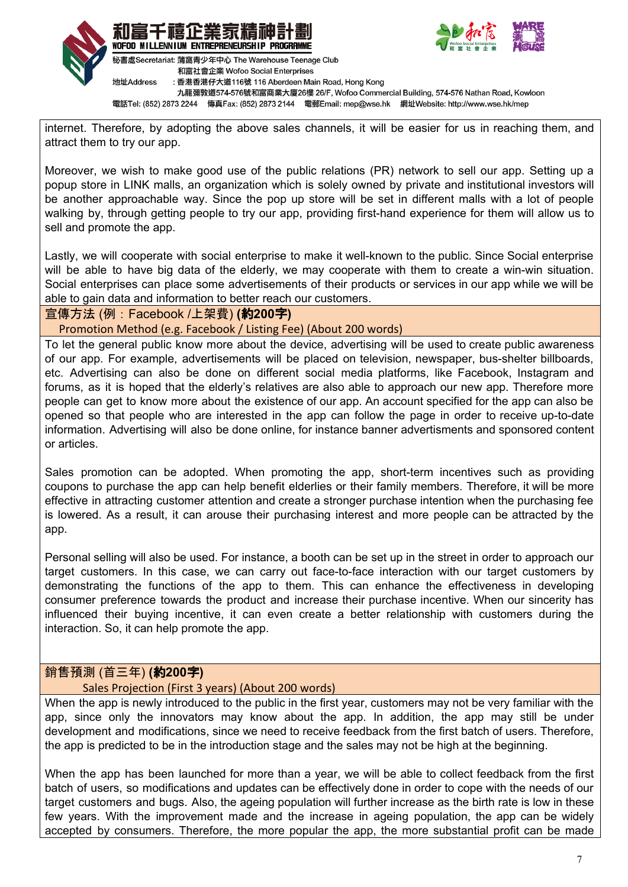internet. Therefore, by adopting the above sales channels, it will be easier for us in reaching them, and attract them to try our app.

Moreover, we wish to make good use of the public relations (PR) network to sell our app. Setting up a popup store in LINK malls, an organization which is solely owned by private and institutional investors will be another approachable way. Since the pop up store will be set in different malls with a lot of people walking by, through getting people to try our app, providing first-hand experience for them will allow us to sell and promote the app.

Lastly, we will cooperate with social enterprise to make it well-known to the public. Since Social enterprise will be able to have big data of the elderly, we may cooperate with them to create a win-win situation. Social enterprises can place some advertisements of their products or services in our app while we will be able to gain data and information to better reach our customers.

## 宣傳方法 (例：Facebook /上架費) **(約200字)**
## Promotion Method (e.g. Facebook / Listing Fee) (About 200 words)

To let the general public know more about the device, advertising will be used to create public awareness of our app. For example, advertisements will be placed on television, newspaper, bus-shelter billboards, etc. Advertising can also be done on different social media platforms, like Facebook, Instagram and forums, as it is hoped that the elderly's relatives are also able to approach our new app. Therefore more people can get to know more about the existence of our app. An account specified for the app can also be opened so that people who are interested in the app can follow the page in order to receive up-to-date information. Advertising will also be done online, for instance banner advertisments and sponsored content or articles.

Sales promotion can be adopted. When promoting the app, short-term incentives such as providing coupons to purchase the app can help benefit elderlies or their family members. Therefore, it will be more effective in attracting customer attention and create a stronger purchase intention when the purchasing fee is lowered. As a result, it can arouse their purchasing interest and more people can be attracted by the app.

Personal selling will also be used. For instance, a booth can be set up in the street in order to approach our target customers. In this case, we can carry out face-to-face interaction with our target customers by demonstrating the functions of the app to them. This can enhance the effectiveness in developing consumer preference towards the product and increase their purchase incentive. When our sincerity has influenced their buying incentive, it can even create a better relationship with customers during the interaction. So, it can help promote the app.

## 銷售預測 (首三年) **(約200字)**
## Sales Projection (First 3 years) (About 200 words)

When the app is newly introduced to the public in the first year, customers may not be very familiar with the app, since only the innovators may know about the app. In addition, the app may still be under development and modifications, since we need to receive feedback from the first batch of users. Therefore, the app is predicted to be in the introduction stage and the sales may not be high at the beginning.

When the app has been launched for more than a year, we will be able to collect feedback from the first batch of users, so modifications and updates can be effectively done in order to cope with the needs of our target customers and bugs. Also, the ageing population will further increase as the birth rate is low in these few years. With the improvement made and the increase in ageing population, the app can be widely accepted by consumers. Therefore, the more popular the app, the more substantial profit can be made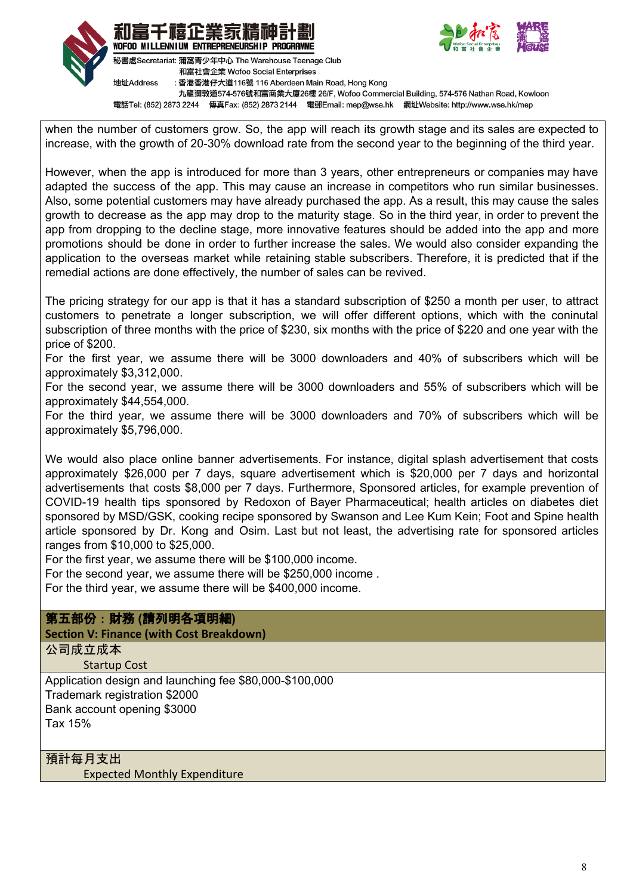when the number of customers grow. So, the app will reach its growth stage and its sales are expected to increase, with the growth of 20-30% download rate from the second year to the beginning of the third year.

However, when the app is introduced for more than 3 years, other entrepreneurs or companies may have adapted the success of the app. This may cause an increase in competitors who run similar businesses. Also, some potential customers may have already purchased the app. As a result, this may cause the sales growth to decrease as the app may drop to the maturity stage. So in the third year, in order to prevent the app from dropping to the decline stage, more innovative features should be added into the app and more promotions should be done in order to further increase the sales. We would also consider expanding the application to the overseas market while retaining stable subscribers. Therefore, it is predicted that if the remedial actions are done effectively, the number of sales can be revived.

The pricing strategy for our app is that it has a standard subscription of $250 a month per user, to attract customers to penetrate a longer subscription, we will offer different options, which with the coninutal subscription of three months with the price of $230, six months with the price of $220 and one year with the price of $200.
For the first year, we assume there will be 3000 downloaders and 40% of subscribers which will be approximately $3,312,000.
For the second year, we assume there will be 3000 downloaders and 55% of subscribers which will be approximately $44,554,000.
For the third year, we assume there will be 3000 downloaders and 70% of subscribers which will be approximately $5,796,000.

We would also place online banner advertisements. For instance, digital splash advertisement that costs approximately $26,000 per 7 days, square advertisement which is $20,000 per 7 days and horizontal advertisements that costs $8,000 per 7 days. Furthermore, Sponsored articles, for example prevention of COVID-19 health tips sponsored by Redoxon of Bayer Pharmaceutical; health articles on diabetes diet sponsored by MSD/GSK, cooking recipe sponsored by Swanson and Lee Kum Kein; Foot and Spine health article sponsored by Dr. Kong and Osim. Last but not least, the advertising rate for sponsored articles ranges from $10,000 to $25,000.
For the first year, we assume there will be $100,000 income.
For the second year, we assume there will be $250,000 income .
For the third year, we assume there will be $400,000 income.

## 第五部份：財務 (請列明各項明細)
## Section V: Finance (with Cost Breakdown)

### 公司成立成本
### Startup Cost

Application design and launching fee $80,000-$100,000
Trademark registration $2000
Bank account opening $3000
Tax 15%

### 預計每月支出
### Expected Monthly Expenditure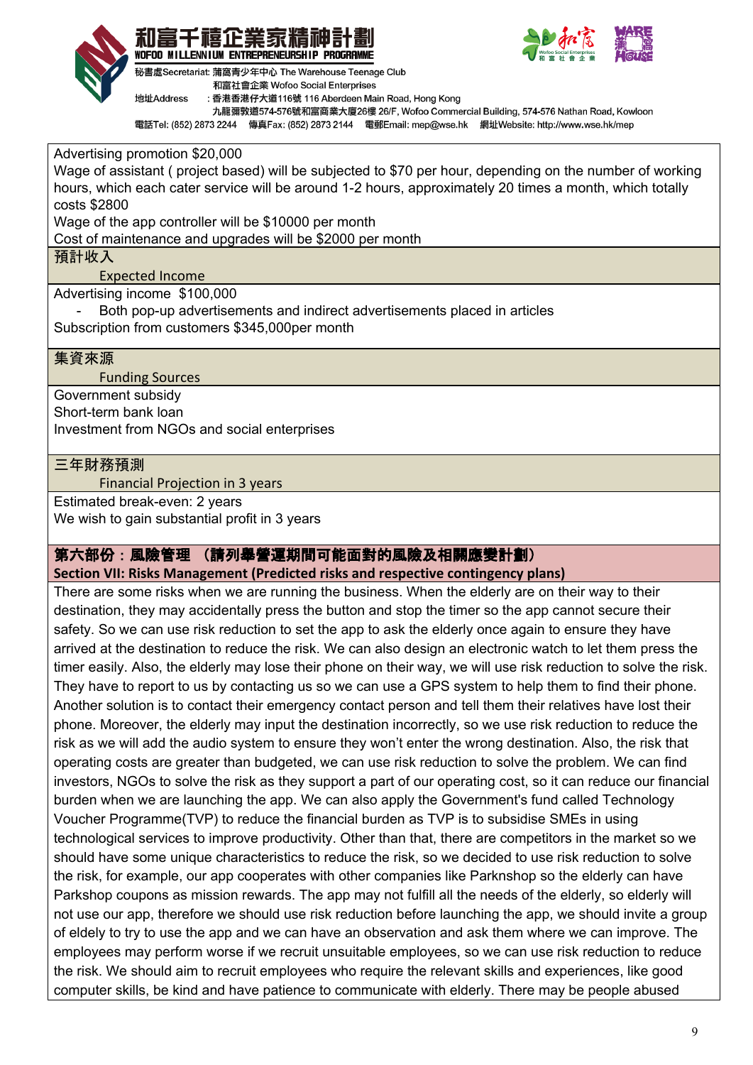Advertising promotion $20,000
Wage of assistant ( project based) will be subjected to $70 per hour, depending on the number of working hours, which each cater service will be around 1-2 hours, approximately 20 times a month, which totally costs $2800
Wage of the app controller will be $10000 per month
Cost of maintenance and upgrades will be $2000 per month

### 預計收入 Expected Income

Advertising income $100,000

- Both pop-up advertisements and indirect advertisements placed in articles

Subscription from customers $345,000per month

### 集資來源 Funding Sources

Government subsidy
Short-term bank loan
Investment from NGOs and social enterprises

### 三年財務預測 Financial Projection in 3 years

Estimated break-even: 2 years
We wish to gain substantial profit in 3 years

## 第六部份：風險管理 （請列舉營運期間可能面對的風險及相關應變計劃）
## Section VII: Risks Management (Predicted risks and respective contingency plans)

There are some risks when we are running the business. When the elderly are on their way to their destination, they may accidentally press the button and stop the timer so the app cannot secure their safety. So we can use risk reduction to set the app to ask the elderly once again to ensure they have arrived at the destination to reduce the risk. We can also design an electronic watch to let them press the timer easily. Also, the elderly may lose their phone on their way, we will use risk reduction to solve the risk. They have to report to us by contacting us so we can use a GPS system to help them to find their phone. Another solution is to contact their emergency contact person and tell them their relatives have lost their phone. Moreover, the elderly may input the destination incorrectly, so we use risk reduction to reduce the risk as we will add the audio system to ensure they won't enter the wrong destination. Also, the risk that operating costs are greater than budgeted, we can use risk reduction to solve the problem. We can find investors, NGOs to solve the risk as they support a part of our operating cost, so it can reduce our financial burden when we are launching the app. We can also apply the Government's fund called Technology Voucher Programme(TVP) to reduce the financial burden as TVP is to subsidise SMEs in using technological services to improve productivity. Other than that, there are competitors in the market so we should have some unique characteristics to reduce the risk, so we decided to use risk reduction to solve the risk, for example, our app cooperates with other companies like Parknshop so the elderly can have Parkshop coupons as mission rewards. The app may not fulfill all the needs of the elderly, so elderly will not use our app, therefore we should use risk reduction before launching the app, we should invite a group of eldely to try to use the app and we can have an observation and ask them where we can improve. The employees may perform worse if we recruit unsuitable employees, so we can use risk reduction to reduce the risk. We should aim to recruit employees who require the relevant skills and experiences, like good computer skills, be kind and have patience to communicate with elderly. There may be people abused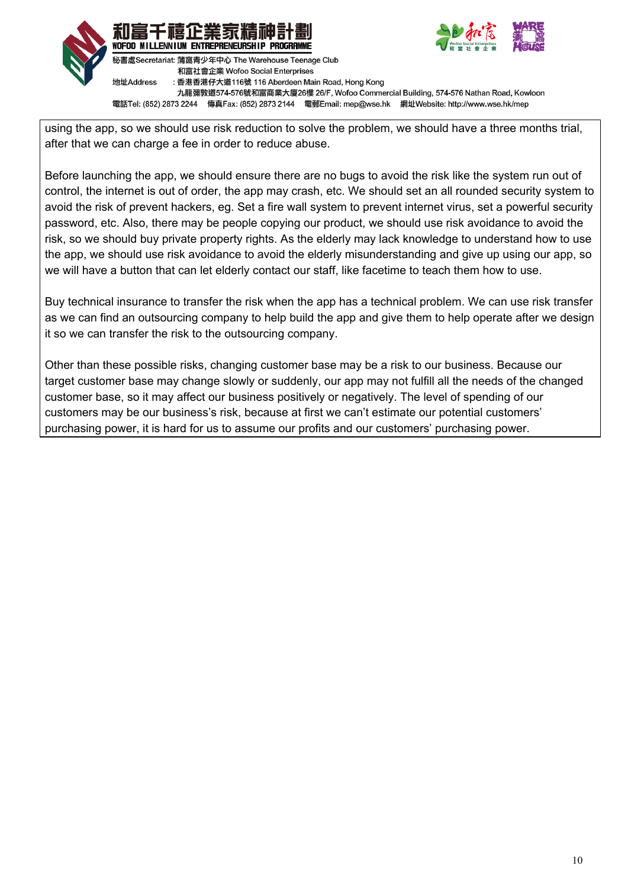using the app, so we should use risk reduction to solve the problem, we should have a three months trial, after that we can charge a fee in order to reduce abuse.

Before launching the app, we should ensure there are no bugs to avoid the risk like the system run out of control, the internet is out of order, the app may crash, etc. We should set an all rounded security system to avoid the risk of prevent hackers, eg. Set a fire wall system to prevent internet virus, set a powerful security password, etc. Also, there may be people copying our product, we should use risk avoidance to avoid the risk, so we should buy private property rights. As the elderly may lack knowledge to understand how to use the app, we should use risk avoidance to avoid the elderly misunderstanding and give up using our app, so we will have a button that can let elderly contact our staff, like facetime to teach them how to use.

Buy technical insurance to transfer the risk when the app has a technical problem. We can use risk transfer as we can find an outsourcing company to help build the app and give them to help operate after we design it so we can transfer the risk to the outsourcing company.

Other than these possible risks, changing customer base may be a risk to our business. Because our target customer base may change slowly or suddenly, our app may not fulfill all the needs of the changed customer base, so it may affect our business positively or negatively. The level of spending of our customers may be our business's risk, because at first we can't estimate our potential customers' purchasing power, it is hard for us to assume our profits and our customers' purchasing power.